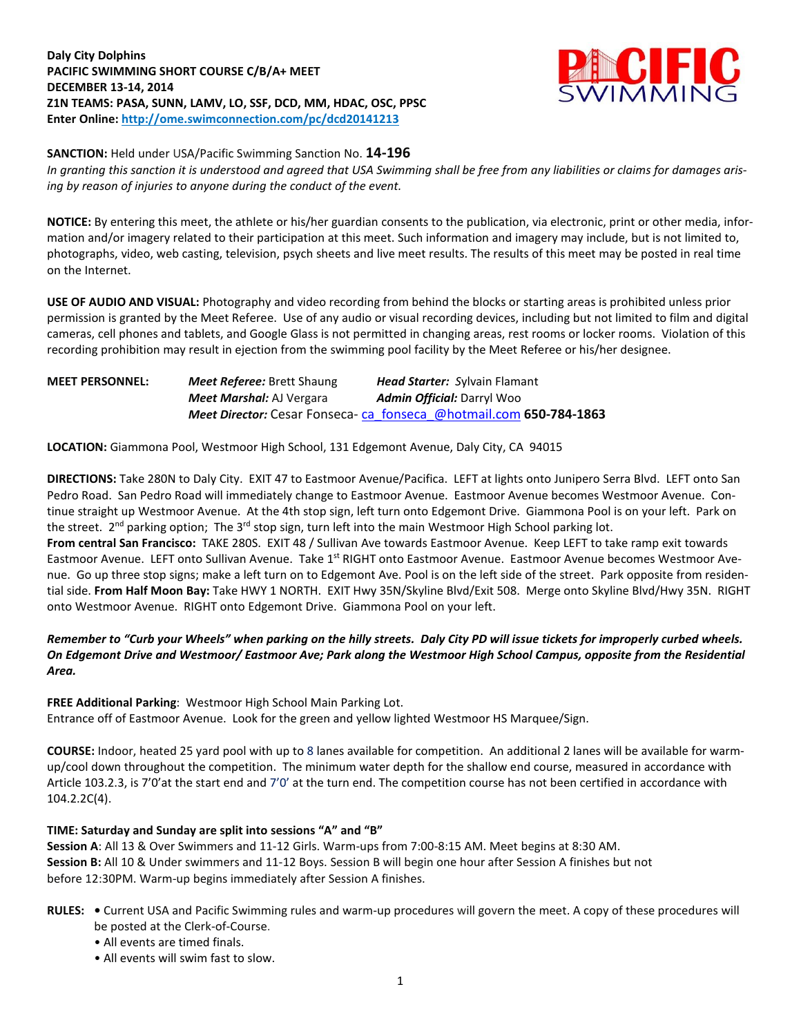**Daly City Dolphins**
**PACIFIC SWIMMING SHORT COURSE C/B/A+ MEET**
**DECEMBER 13-14, 2014**
**Z1N TEAMS: PASA, SUNN, LAMV, LO, SSF, DCD, MM, HDAC, OSC, PPSC**
**Enter Online: http://ome.swimconnection.com/pc/dcd20141213**

**SANCTION:** Held under USA/Pacific Swimming Sanction No. **14-196**
*In granting this sanction it is understood and agreed that USA Swimming shall be free from any liabilities or claims for damages arising by reason of injuries to anyone during the conduct of the event.*

**NOTICE:** By entering this meet, the athlete or his/her guardian consents to the publication, via electronic, print or other media, information and/or imagery related to their participation at this meet. Such information and imagery may include, but is not limited to, photographs, video, web casting, television, psych sheets and live meet results. The results of this meet may be posted in real time on the Internet.

**USE OF AUDIO AND VISUAL:** Photography and video recording from behind the blocks or starting areas is prohibited unless prior permission is granted by the Meet Referee. Use of any audio or visual recording devices, including but not limited to film and digital cameras, cell phones and tablets, and Google Glass is not permitted in changing areas, rest rooms or locker rooms. Violation of this recording prohibition may result in ejection from the swimming pool facility by the Meet Referee or his/her designee.

**MEET PERSONNEL:**
*Meet Referee:* Brett Shaung — *Head Starter:* Sylvain Flamant
*Meet Marshal:* AJ Vergara — *Admin Official:* Darryl Woo
*Meet Director:* Cesar Fonseca- ca_fonseca_@hotmail.com **650-784-1863**

**LOCATION:** Giammona Pool, Westmoor High School, 131 Edgemont Avenue, Daly City, CA 94015

**DIRECTIONS:** Take 280N to Daly City. EXIT 47 to Eastmoor Avenue/Pacifica. LEFT at lights onto Junipero Serra Blvd. LEFT onto San Pedro Road. San Pedro Road will immediately change to Eastmoor Avenue. Eastmoor Avenue becomes Westmoor Avenue. Continue straight up Westmoor Avenue. At the 4th stop sign, left turn onto Edgemont Drive. Giammona Pool is on your left. Park on the street. 2nd parking option; The 3rd stop sign, turn left into the main Westmoor High School parking lot.
**From central San Francisco:** TAKE 280S. EXIT 48 / Sullivan Ave towards Eastmoor Avenue. Keep LEFT to take ramp exit towards Eastmoor Avenue. LEFT onto Sullivan Avenue. Take 1st RIGHT onto Eastmoor Avenue. Eastmoor Avenue becomes Westmoor Avenue. Go up three stop signs; make a left turn on to Edgemont Ave. Pool is on the left side of the street. Park opposite from residential side. **From Half Moon Bay:** Take HWY 1 NORTH. EXIT Hwy 35N/Skyline Blvd/Exit 508. Merge onto Skyline Blvd/Hwy 35N. RIGHT onto Westmoor Avenue. RIGHT onto Edgemont Drive. Giammona Pool on your left.

***Remember to "Curb your Wheels" when parking on the hilly streets. Daly City PD will issue tickets for improperly curbed wheels. On Edgemont Drive and Westmoor/ Eastmoor Ave; Park along the Westmoor High School Campus, opposite from the Residential Area.***

**FREE Additional Parking**: Westmoor High School Main Parking Lot.
Entrance off of Eastmoor Avenue. Look for the green and yellow lighted Westmoor HS Marquee/Sign.

**COURSE:** Indoor, heated 25 yard pool with up to 8 lanes available for competition. An additional 2 lanes will be available for warm-up/cool down throughout the competition. The minimum water depth for the shallow end course, measured in accordance with Article 103.2.3, is 7'0'at the start end and 7'0' at the turn end. The competition course has not been certified in accordance with 104.2.2C(4).

**TIME: Saturday and Sunday are split into sessions "A" and "B"**
**Session A**: All 13 & Over Swimmers and 11-12 Girls. Warm-ups from 7:00-8:15 AM. Meet begins at 8:30 AM.
**Session B:** All 10 & Under swimmers and 11-12 Boys. Session B will begin one hour after Session A finishes but not before 12:30PM. Warm-up begins immediately after Session A finishes.

**RULES:**
- Current USA and Pacific Swimming rules and warm-up procedures will govern the meet. A copy of these procedures will be posted at the Clerk-of-Course.
- All events are timed finals.
- All events will swim fast to slow.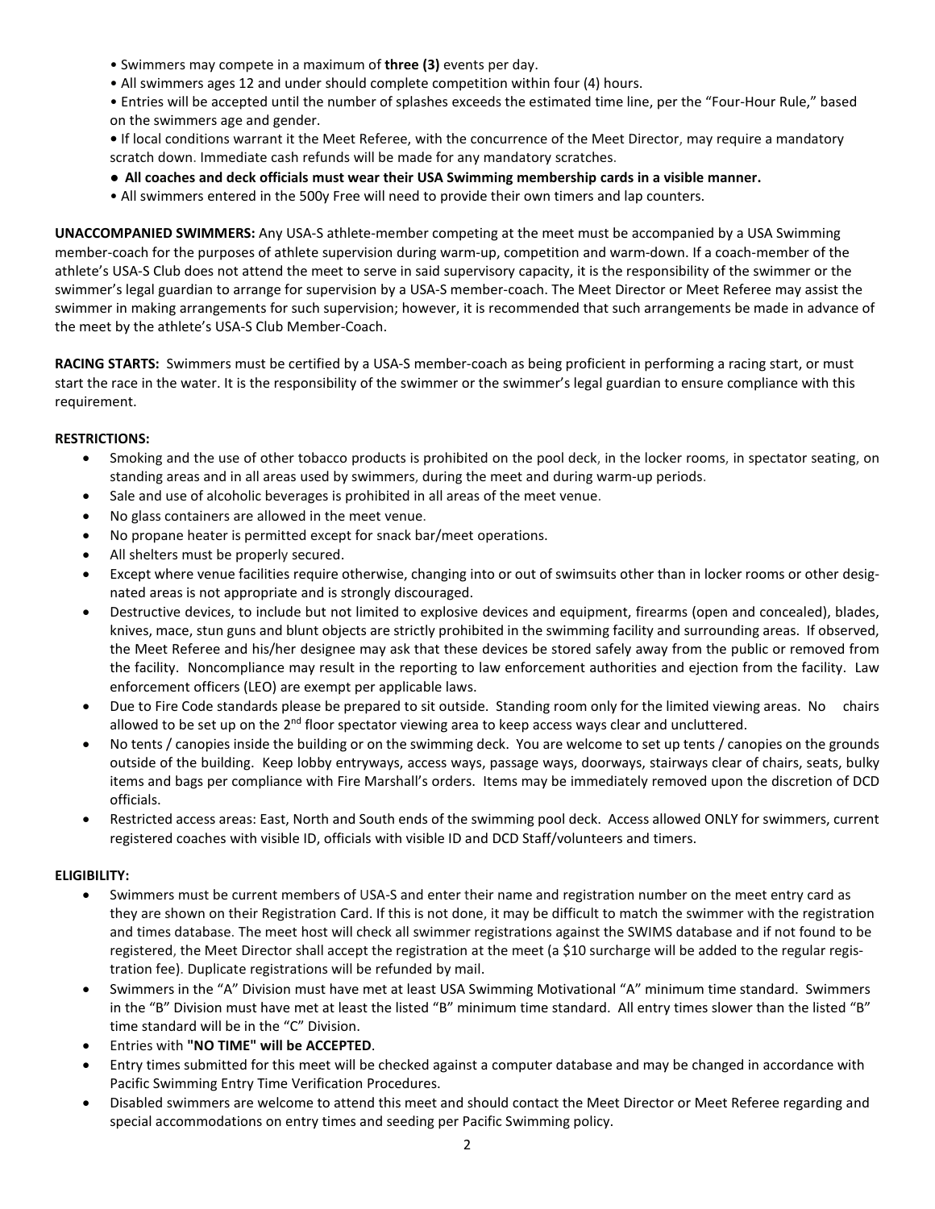- Swimmers may compete in a maximum of **three (3)** events per day.
- All swimmers ages 12 and under should complete competition within four (4) hours.
- Entries will be accepted until the number of splashes exceeds the estimated time line, per the "Four-Hour Rule," based on the swimmers age and gender.
- If local conditions warrant it the Meet Referee, with the concurrence of the Meet Director, may require a mandatory scratch down. Immediate cash refunds will be made for any mandatory scratches.
- **All coaches and deck officials must wear their USA Swimming membership cards in a visible manner.**
- All swimmers entered in the 500y Free will need to provide their own timers and lap counters.

**UNACCOMPANIED SWIMMERS:** Any USA-S athlete-member competing at the meet must be accompanied by a USA Swimming member-coach for the purposes of athlete supervision during warm-up, competition and warm-down. If a coach-member of the athlete's USA-S Club does not attend the meet to serve in said supervisory capacity, it is the responsibility of the swimmer or the swimmer's legal guardian to arrange for supervision by a USA-S member-coach. The Meet Director or Meet Referee may assist the swimmer in making arrangements for such supervision; however, it is recommended that such arrangements be made in advance of the meet by the athlete's USA-S Club Member-Coach.

**RACING STARTS:** Swimmers must be certified by a USA-S member-coach as being proficient in performing a racing start, or must start the race in the water. It is the responsibility of the swimmer or the swimmer's legal guardian to ensure compliance with this requirement.

**RESTRICTIONS:**

- Smoking and the use of other tobacco products is prohibited on the pool deck, in the locker rooms, in spectator seating, on standing areas and in all areas used by swimmers, during the meet and during warm-up periods.
- Sale and use of alcoholic beverages is prohibited in all areas of the meet venue.
- No glass containers are allowed in the meet venue.
- No propane heater is permitted except for snack bar/meet operations.
- All shelters must be properly secured.
- Except where venue facilities require otherwise, changing into or out of swimsuits other than in locker rooms or other designated areas is not appropriate and is strongly discouraged.
- Destructive devices, to include but not limited to explosive devices and equipment, firearms (open and concealed), blades, knives, mace, stun guns and blunt objects are strictly prohibited in the swimming facility and surrounding areas. If observed, the Meet Referee and his/her designee may ask that these devices be stored safely away from the public or removed from the facility. Noncompliance may result in the reporting to law enforcement authorities and ejection from the facility. Law enforcement officers (LEO) are exempt per applicable laws.
- Due to Fire Code standards please be prepared to sit outside. Standing room only for the limited viewing areas. No chairs allowed to be set up on the 2nd floor spectator viewing area to keep access ways clear and uncluttered.
- No tents / canopies inside the building or on the swimming deck. You are welcome to set up tents / canopies on the grounds outside of the building. Keep lobby entryways, access ways, passage ways, doorways, stairways clear of chairs, seats, bulky items and bags per compliance with Fire Marshall's orders. Items may be immediately removed upon the discretion of DCD officials.
- Restricted access areas: East, North and South ends of the swimming pool deck. Access allowed ONLY for swimmers, current registered coaches with visible ID, officials with visible ID and DCD Staff/volunteers and timers.

**ELIGIBILITY:**

- Swimmers must be current members of USA-S and enter their name and registration number on the meet entry card as they are shown on their Registration Card. If this is not done, it may be difficult to match the swimmer with the registration and times database. The meet host will check all swimmer registrations against the SWIMS database and if not found to be registered, the Meet Director shall accept the registration at the meet (a $10 surcharge will be added to the regular registration fee). Duplicate registrations will be refunded by mail.
- Swimmers in the "A" Division must have met at least USA Swimming Motivational "A" minimum time standard. Swimmers in the "B" Division must have met at least the listed "B" minimum time standard. All entry times slower than the listed "B" time standard will be in the "C" Division.
- Entries with **"NO TIME" will be ACCEPTED**.
- Entry times submitted for this meet will be checked against a computer database and may be changed in accordance with Pacific Swimming Entry Time Verification Procedures.
- Disabled swimmers are welcome to attend this meet and should contact the Meet Director or Meet Referee regarding and special accommodations on entry times and seeding per Pacific Swimming policy.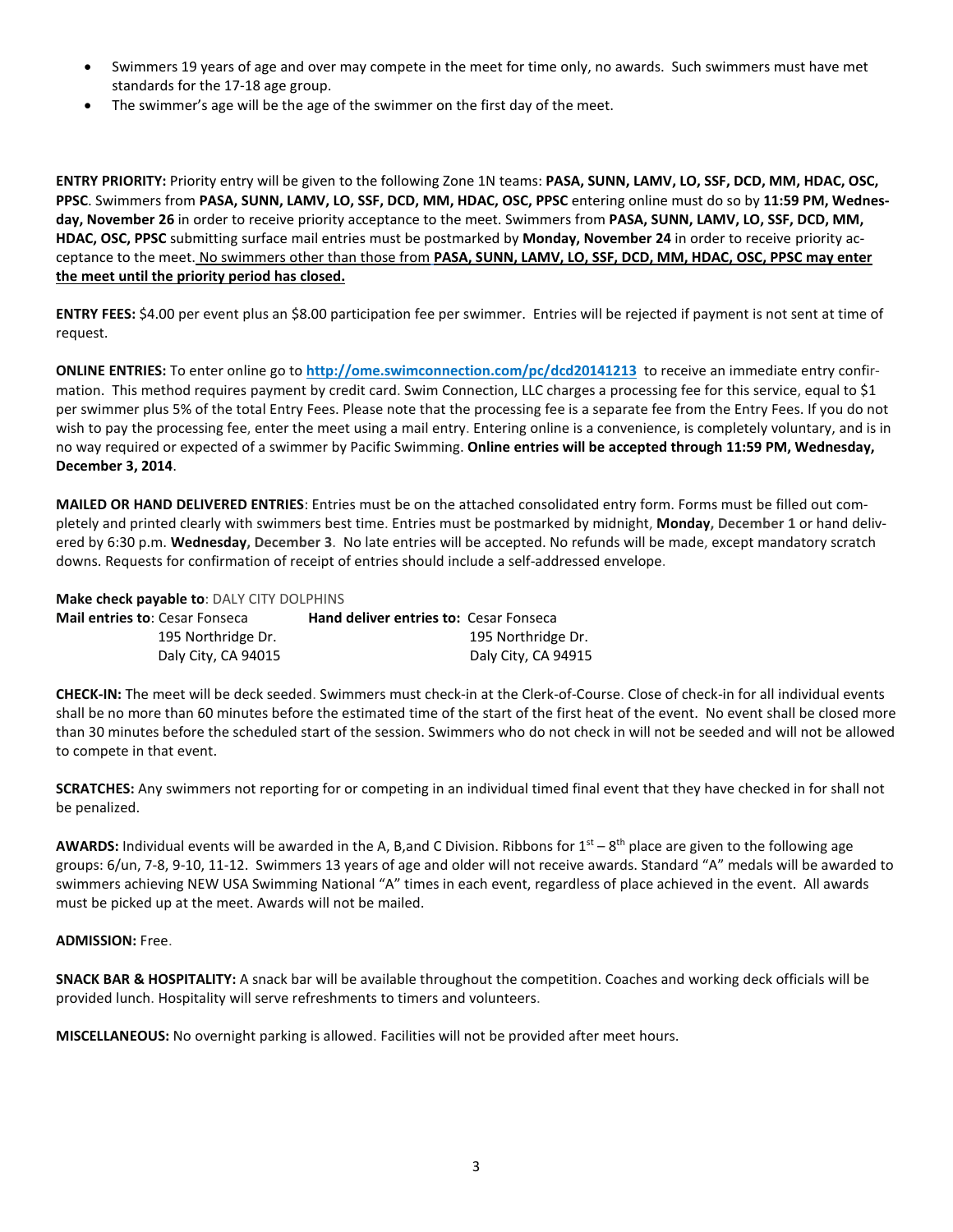- Swimmers 19 years of age and over may compete in the meet for time only, no awards. Such swimmers must have met standards for the 17-18 age group.
- The swimmer's age will be the age of the swimmer on the first day of the meet.

**ENTRY PRIORITY:** Priority entry will be given to the following Zone 1N teams: **PASA, SUNN, LAMV, LO, SSF, DCD, MM, HDAC, OSC, PPSC**. Swimmers from **PASA, SUNN, LAMV, LO, SSF, DCD, MM, HDAC, OSC, PPSC** entering online must do so by **11:59 PM, Wednesday, November 26** in order to receive priority acceptance to the meet. Swimmers from **PASA, SUNN, LAMV, LO, SSF, DCD, MM, HDAC, OSC, PPSC** submitting surface mail entries must be postmarked by **Monday, November 24** in order to receive priority acceptance to the meet. <u>No swimmers other than those from **PASA, SUNN, LAMV, LO, SSF, DCD, MM, HDAC, OSC, PPSC may enter the meet until the priority period has closed.**</u>

**ENTRY FEES:** $4.00 per event plus an $8.00 participation fee per swimmer. Entries will be rejected if payment is not sent at time of request.

**ONLINE ENTRIES:** To enter online go to **http://ome.swimconnection.com/pc/dcd20141213** to receive an immediate entry confirmation. This method requires payment by credit card. Swim Connection, LLC charges a processing fee for this service, equal to $1 per swimmer plus 5% of the total Entry Fees. Please note that the processing fee is a separate fee from the Entry Fees. If you do not wish to pay the processing fee, enter the meet using a mail entry. Entering online is a convenience, is completely voluntary, and is in no way required or expected of a swimmer by Pacific Swimming. **Online entries will be accepted through 11:59 PM, Wednesday, December 3, 2014**.

**MAILED OR HAND DELIVERED ENTRIES**: Entries must be on the attached consolidated entry form. Forms must be filled out completely and printed clearly with swimmers best time. Entries must be postmarked by midnight, **Monday, December 1** or hand delivered by 6:30 p.m. **Wednesday, December 3**. No late entries will be accepted. No refunds will be made, except mandatory scratch downs. Requests for confirmation of receipt of entries should include a self-addressed envelope.

**Make check payable to**: DALY CITY DOLPHINS

| **Mail entries to**: Cesar Fonseca | **Hand deliver entries to:** Cesar Fonseca |
|---|---|
| 195 Northridge Dr. | 195 Northridge Dr. |
| Daly City, CA 94015 | Daly City, CA 94915 |

**CHECK-IN:** The meet will be deck seeded. Swimmers must check-in at the Clerk-of-Course. Close of check-in for all individual events shall be no more than 60 minutes before the estimated time of the start of the first heat of the event. No event shall be closed more than 30 minutes before the scheduled start of the session. Swimmers who do not check in will not be seeded and will not be allowed to compete in that event.

**SCRATCHES:** Any swimmers not reporting for or competing in an individual timed final event that they have checked in for shall not be penalized.

**AWARDS:** Individual events will be awarded in the A, B,and C Division. Ribbons for 1st – 8th place are given to the following age groups: 6/un, 7-8, 9-10, 11-12. Swimmers 13 years of age and older will not receive awards. Standard "A" medals will be awarded to swimmers achieving NEW USA Swimming National "A" times in each event, regardless of place achieved in the event. All awards must be picked up at the meet. Awards will not be mailed.

**ADMISSION:** Free.

**SNACK BAR & HOSPITALITY:** A snack bar will be available throughout the competition. Coaches and working deck officials will be provided lunch. Hospitality will serve refreshments to timers and volunteers.

**MISCELLANEOUS:** No overnight parking is allowed. Facilities will not be provided after meet hours.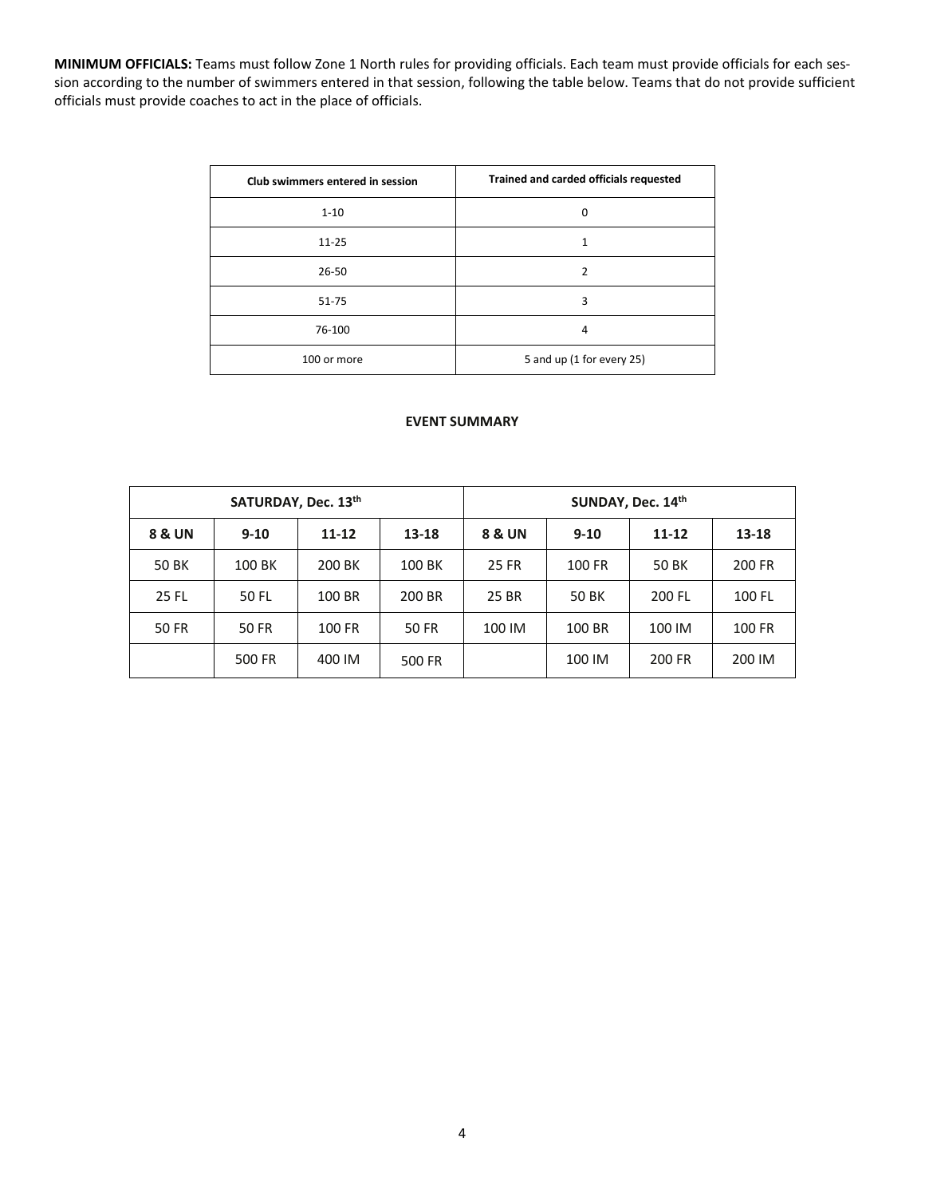**MINIMUM OFFICIALS:** Teams must follow Zone 1 North rules for providing officials. Each team must provide officials for each session according to the number of swimmers entered in that session, following the table below. Teams that do not provide sufficient officials must provide coaches to act in the place of officials.

| Club swimmers entered in session | Trained and carded officials requested |
|---|---|
| 1-10 | 0 |
| 11-25 | 1 |
| 26-50 | 2 |
| 51-75 | 3 |
| 76-100 | 4 |
| 100 or more | 5 and up (1 for every 25) |

**EVENT SUMMARY**

| SATURDAY, Dec. 13th | | | | SUNDAY, Dec. 14th | | | |
|---|---|---|---|---|---|---|---|
| **8 & UN** | **9-10** | **11-12** | **13-18** | **8 & UN** | **9-10** | **11-12** | **13-18** |
| 50 BK | 100 BK | 200 BK | 100 BK | 25 FR | 100 FR | 50 BK | 200 FR |
| 25 FL | 50 FL | 100 BR | 200 BR | 25 BR | 50 BK | 200 FL | 100 FL |
| 50 FR | 50 FR | 100 FR | 50 FR | 100 IM | 100 BR | 100 IM | 100 FR |
| | 500 FR | 400 IM | 500 FR | | 100 IM | 200 FR | 200 IM |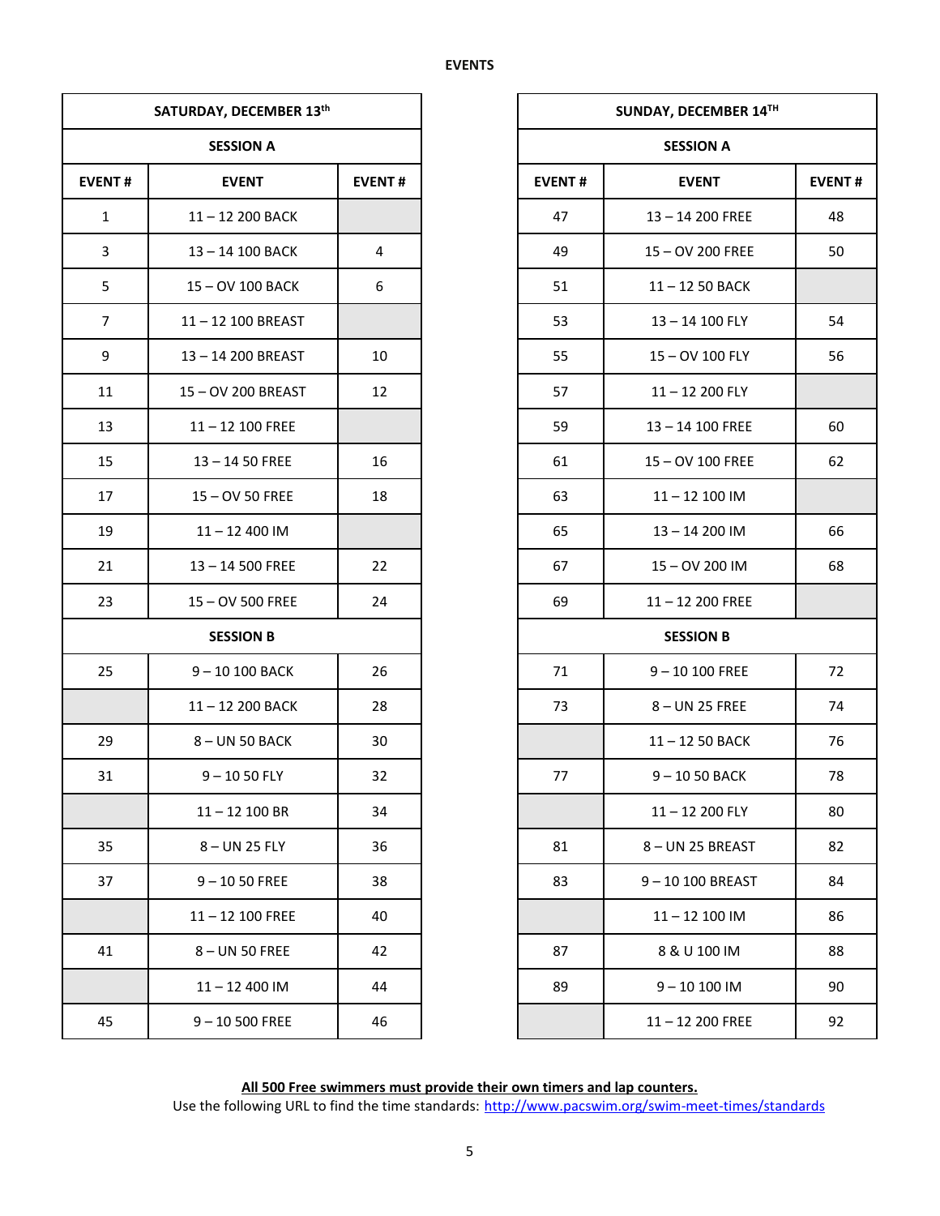## EVENTS

| SATURDAY, DECEMBER 13th | | |
|---|---|---|
| **SESSION A** | | |
| **EVENT #** | **EVENT** | **EVENT #** |
| 1 | 11 – 12 200 BACK | |
| 3 | 13 – 14 100 BACK | 4 |
| 5 | 15 – OV 100 BACK | 6 |
| 7 | 11 – 12 100 BREAST | |
| 9 | 13 – 14 200 BREAST | 10 |
| 11 | 15 – OV 200 BREAST | 12 |
| 13 | 11 – 12 100 FREE | |
| 15 | 13 – 14 50 FREE | 16 |
| 17 | 15 – OV 50 FREE | 18 |
| 19 | 11 – 12 400 IM | |
| 21 | 13 – 14 500 FREE | 22 |
| 23 | 15 – OV 500 FREE | 24 |
| **SESSION B** | | |
| 25 | 9 – 10 100 BACK | 26 |
| | 11 – 12 200 BACK | 28 |
| 29 | 8 – UN 50 BACK | 30 |
| 31 | 9 – 10 50 FLY | 32 |
| | 11 – 12 100 BR | 34 |
| 35 | 8 – UN 25 FLY | 36 |
| 37 | 9 – 10 50 FREE | 38 |
| | 11 – 12 100 FREE | 40 |
| 41 | 8 – UN 50 FREE | 42 |
| | 11 – 12 400 IM | 44 |
| 45 | 9 – 10 500 FREE | 46 |

| SUNDAY, DECEMBER 14TH | | |
|---|---|---|
| **SESSION A** | | |
| **EVENT #** | **EVENT** | **EVENT #** |
| 47 | 13 – 14 200 FREE | 48 |
| 49 | 15 – OV 200 FREE | 50 |
| 51 | 11 – 12 50 BACK | |
| 53 | 13 – 14 100 FLY | 54 |
| 55 | 15 – OV 100 FLY | 56 |
| 57 | 11 – 12 200 FLY | |
| 59 | 13 – 14 100 FREE | 60 |
| 61 | 15 – OV 100 FREE | 62 |
| 63 | 11 – 12 100 IM | |
| 65 | 13 – 14 200 IM | 66 |
| 67 | 15 – OV 200 IM | 68 |
| 69 | 11 – 12 200 FREE | |
| **SESSION B** | | |
| 71 | 9 – 10 100 FREE | 72 |
| 73 | 8 – UN 25 FREE | 74 |
| | 11 – 12 50 BACK | 76 |
| 77 | 9 – 10 50 BACK | 78 |
| | 11 – 12 200 FLY | 80 |
| 81 | 8 – UN 25 BREAST | 82 |
| 83 | 9 – 10 100 BREAST | 84 |
| | 11 – 12 100 IM | 86 |
| 87 | 8 & U 100 IM | 88 |
| 89 | 9 – 10 100 IM | 90 |
| | 11 – 12 200 FREE | 92 |

**All 500 Free swimmers must provide their own timers and lap counters.**
Use the following URL to find the time standards: http://www.pacswim.org/swim-meet-times/standards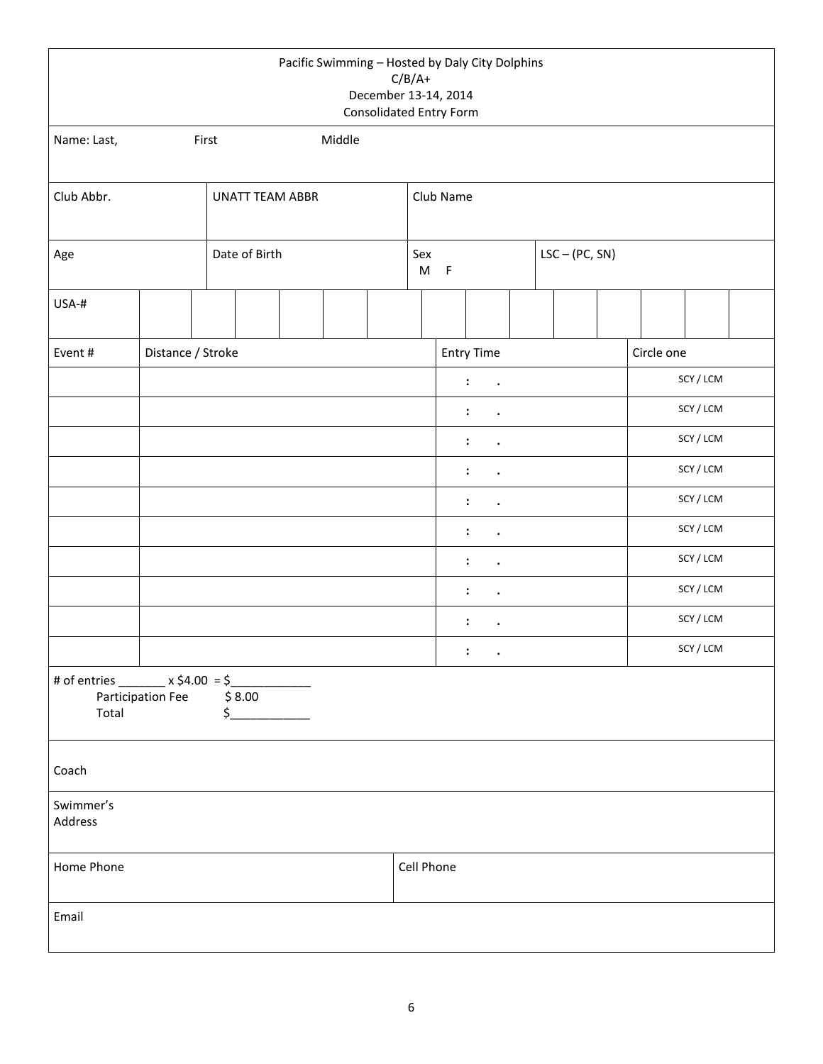Pacific Swimming – Hosted by Daly City Dolphins
C/B/A+
December 13-14, 2014
Consolidated Entry Form

| | | | | | | | | | | | | | | |
|---|---|---|---|---|---|---|---|---|---|---|---|---|---|---|
| Name: Last, First Middle | | | | | | | | | | | | | | |
| Club Abbr. | UNATT TEAM ABBR | | | | | Club Name | | | | | | | | |
| Age | Date of Birth | | | | | Sex M F | | | LSC – (PC, SN) | | | | | |
| USA-# | | | | | | | | | | | | | | |

| Event # | Distance / Stroke | Entry Time | Circle one |
|---|---|---|---|
| | | : . | SCY / LCM |
| | | : . | SCY / LCM |
| | | : . | SCY / LCM |
| | | : . | SCY / LCM |
| | | : . | SCY / LCM |
| | | : . | SCY / LCM |
| | | : . | SCY / LCM |
| | | : . | SCY / LCM |
| | | : . | SCY / LCM |
| | | : . | SCY / LCM |

# of entries _______ x $4.00 = $____________
Participation Fee $ 8.00
Total $____________

| | |
|---|---|
| Coach | |
| Swimmer's Address | |
| Home Phone | Cell Phone |
| Email | |